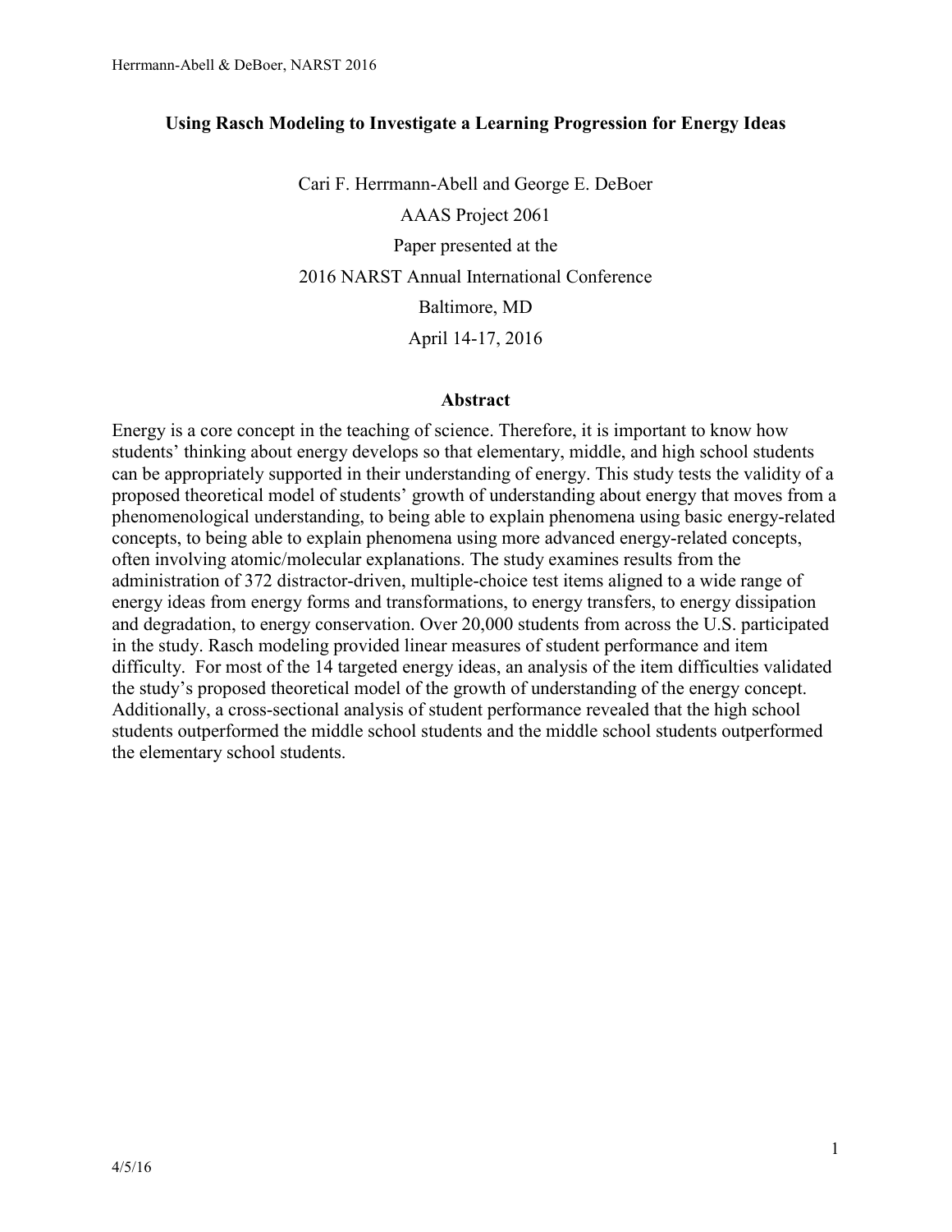# Using Rasch Modeling to Investigate a Learning Progression for Energy Ideas

Cari F. Herrmann-Abell and George E. DeBoer

AAAS Project 2061

Paper presented at the

2016 NARST Annual International Conference

Baltimore, MD

April 14-17, 2016

## Abstract

Energy is a core concept in the teaching of science. Therefore, it is important to know how students' thinking about energy develops so that elementary, middle, and high school students can be appropriately supported in their understanding of energy. This study tests the validity of a proposed theoretical model of students' growth of understanding about energy that moves from a phenomenological understanding, to being able to explain phenomena using basic energy-related concepts, to being able to explain phenomena using more advanced energy-related concepts, often involving atomic/molecular explanations. The study examines results from the administration of 372 distractor-driven, multiple-choice test items aligned to a wide range of energy ideas from energy forms and transformations, to energy transfers, to energy dissipation and degradation, to energy conservation. Over 20,000 students from across the U.S. participated in the study. Rasch modeling provided linear measures of student performance and item difficulty. For most of the 14 targeted energy ideas, an analysis of the item difficulties validated the study's proposed theoretical model of the growth of understanding of the energy concept. Additionally, a cross-sectional analysis of student performance revealed that the high school students outperformed the middle school students and the middle school students outperformed the elementary school students.

4/5/16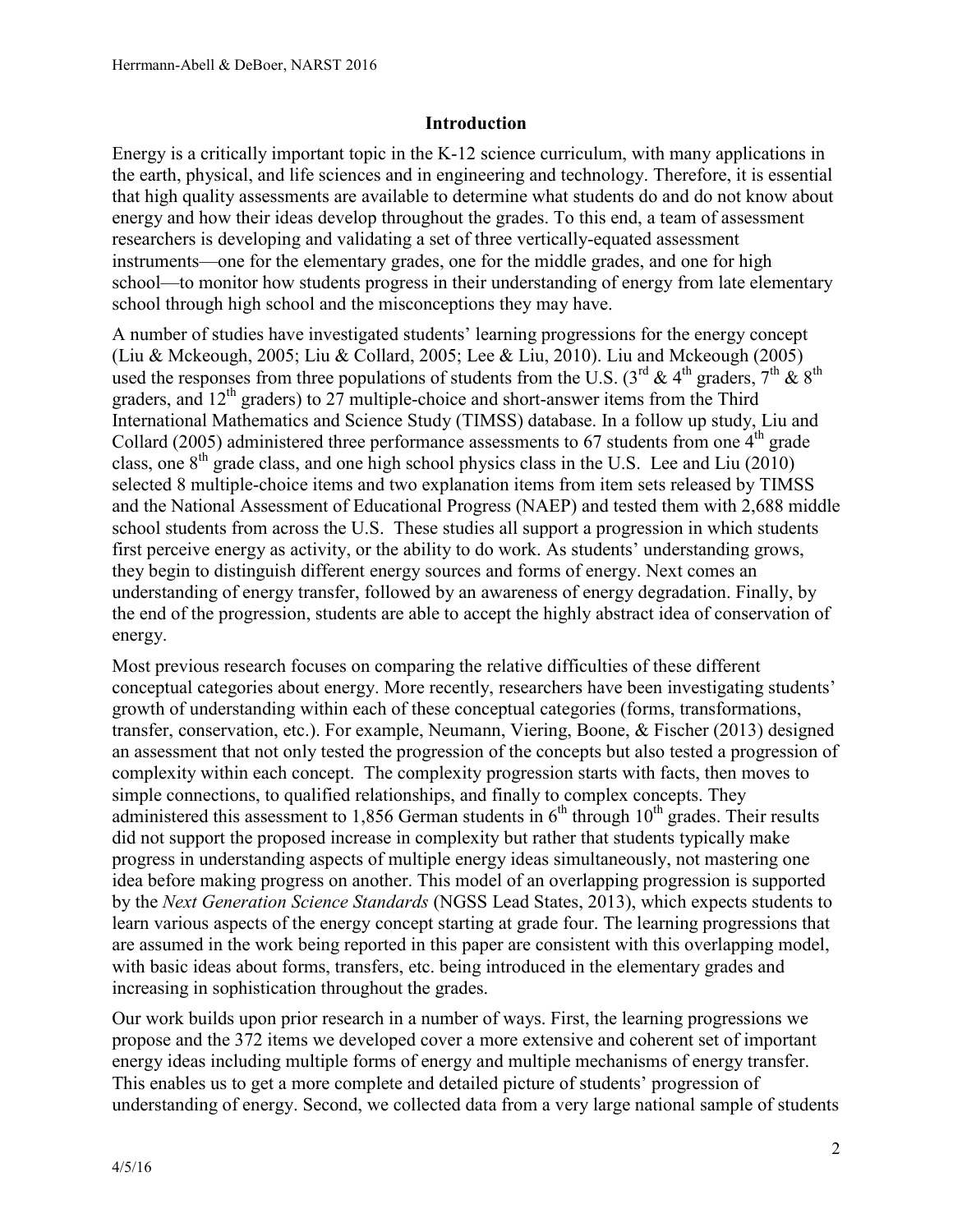## Introduction

Energy is a critically important topic in the K-12 science curriculum, with many applications in the earth, physical, and life sciences and in engineering and technology. Therefore, it is essential that high quality assessments are available to determine what students do and do not know about energy and how their ideas develop throughout the grades. To this end, a team of assessment researchers is developing and validating a set of three vertically-equated assessment instruments—one for the elementary grades, one for the middle grades, and one for high school—to monitor how students progress in their understanding of energy from late elementary school through high school and the misconceptions they may have.

A number of studies have investigated students' learning progressions for the energy concept (Liu & Mckeough, 2005; Liu & Collard, 2005; Lee & Liu, 2010). Liu and Mckeough (2005) used the responses from three populations of students from the U.S. (3rd & 4th graders, 7th & 8th graders, and 12th graders) to 27 multiple-choice and short-answer items from the Third International Mathematics and Science Study (TIMSS) database. In a follow up study, Liu and Collard (2005) administered three performance assessments to 67 students from one 4th grade class, one 8th grade class, and one high school physics class in the U.S. Lee and Liu (2010) selected 8 multiple-choice items and two explanation items from item sets released by TIMSS and the National Assessment of Educational Progress (NAEP) and tested them with 2,688 middle school students from across the U.S. These studies all support a progression in which students first perceive energy as activity, or the ability to do work. As students' understanding grows, they begin to distinguish different energy sources and forms of energy. Next comes an understanding of energy transfer, followed by an awareness of energy degradation. Finally, by the end of the progression, students are able to accept the highly abstract idea of conservation of energy.

Most previous research focuses on comparing the relative difficulties of these different conceptual categories about energy. More recently, researchers have been investigating students' growth of understanding within each of these conceptual categories (forms, transformations, transfer, conservation, etc.). For example, Neumann, Viering, Boone, & Fischer (2013) designed an assessment that not only tested the progression of the concepts but also tested a progression of complexity within each concept. The complexity progression starts with facts, then moves to simple connections, to qualified relationships, and finally to complex concepts. They administered this assessment to 1,856 German students in 6th through 10th grades. Their results did not support the proposed increase in complexity but rather that students typically make progress in understanding aspects of multiple energy ideas simultaneously, not mastering one idea before making progress on another. This model of an overlapping progression is supported by the *Next Generation Science Standards* (NGSS Lead States, 2013), which expects students to learn various aspects of the energy concept starting at grade four. The learning progressions that are assumed in the work being reported in this paper are consistent with this overlapping model, with basic ideas about forms, transfers, etc. being introduced in the elementary grades and increasing in sophistication throughout the grades.

Our work builds upon prior research in a number of ways. First, the learning progressions we propose and the 372 items we developed cover a more extensive and coherent set of important energy ideas including multiple forms of energy and multiple mechanisms of energy transfer. This enables us to get a more complete and detailed picture of students' progression of understanding of energy. Second, we collected data from a very large national sample of students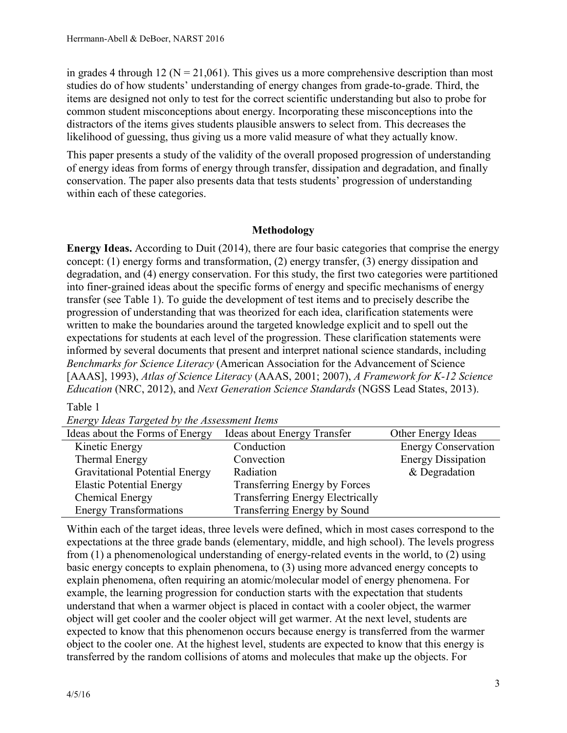in grades 4 through 12 (N = 21,061). This gives us a more comprehensive description than most studies do of how students' understanding of energy changes from grade-to-grade. Third, the items are designed not only to test for the correct scientific understanding but also to probe for common student misconceptions about energy. Incorporating these misconceptions into the distractors of the items gives students plausible answers to select from. This decreases the likelihood of guessing, thus giving us a more valid measure of what they actually know.

This paper presents a study of the validity of the overall proposed progression of understanding of energy ideas from forms of energy through transfer, dissipation and degradation, and finally conservation. The paper also presents data that tests students' progression of understanding within each of these categories.

## Methodology

**Energy Ideas.** According to Duit (2014), there are four basic categories that comprise the energy concept: (1) energy forms and transformation, (2) energy transfer, (3) energy dissipation and degradation, and (4) energy conservation. For this study, the first two categories were partitioned into finer-grained ideas about the specific forms of energy and specific mechanisms of energy transfer (see Table 1). To guide the development of test items and to precisely describe the progression of understanding that was theorized for each idea, clarification statements were written to make the boundaries around the targeted knowledge explicit and to spell out the expectations for students at each level of the progression. These clarification statements were informed by several documents that present and interpret national science standards, including *Benchmarks for Science Literacy* (American Association for the Advancement of Science [AAAS], 1993), *Atlas of Science Literacy* (AAAS, 2001; 2007), *A Framework for K-12 Science Education* (NRC, 2012), and *Next Generation Science Standards* (NGSS Lead States, 2013).

Table 1
*Energy Ideas Targeted by the Assessment Items*

| Ideas about the Forms of Energy | Ideas about Energy Transfer | Other Energy Ideas |
|---|---|---|
| Kinetic Energy | Conduction | Energy Conservation |
| Thermal Energy | Convection | Energy Dissipation & Degradation |
| Gravitational Potential Energy | Radiation | |
| Elastic Potential Energy | Transferring Energy by Forces | |
| Chemical Energy | Transferring Energy Electrically | |
| Energy Transformations | Transferring Energy by Sound | |

Within each of the target ideas, three levels were defined, which in most cases correspond to the expectations at the three grade bands (elementary, middle, and high school). The levels progress from (1) a phenomenological understanding of energy-related events in the world, to (2) using basic energy concepts to explain phenomena, to (3) using more advanced energy concepts to explain phenomena, often requiring an atomic/molecular model of energy phenomena. For example, the learning progression for conduction starts with the expectation that students understand that when a warmer object is placed in contact with a cooler object, the warmer object will get cooler and the cooler object will get warmer. At the next level, students are expected to know that this phenomenon occurs because energy is transferred from the warmer object to the cooler one. At the highest level, students are expected to know that this energy is transferred by the random collisions of atoms and molecules that make up the objects. For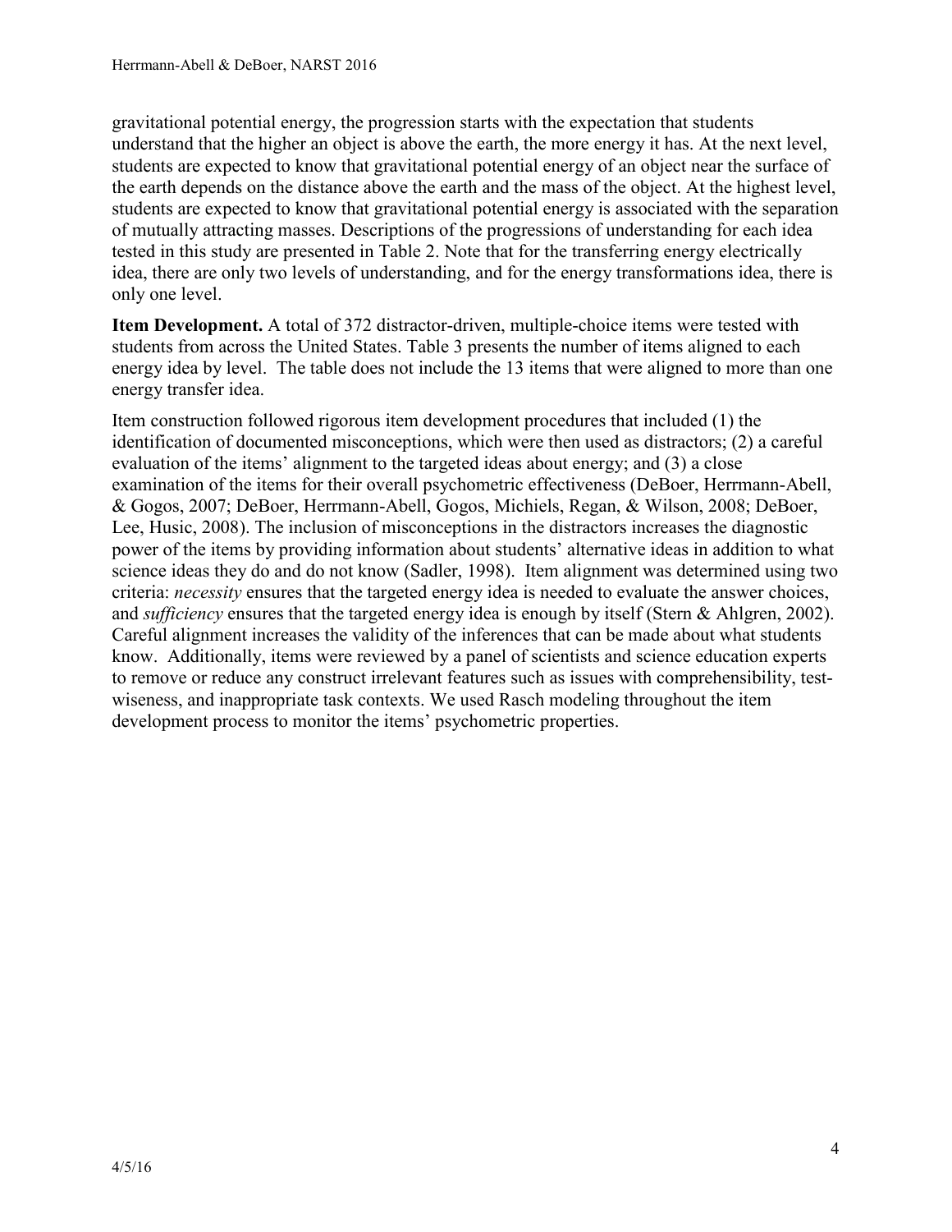gravitational potential energy, the progression starts with the expectation that students understand that the higher an object is above the earth, the more energy it has. At the next level, students are expected to know that gravitational potential energy of an object near the surface of the earth depends on the distance above the earth and the mass of the object. At the highest level, students are expected to know that gravitational potential energy is associated with the separation of mutually attracting masses. Descriptions of the progressions of understanding for each idea tested in this study are presented in Table 2. Note that for the transferring energy electrically idea, there are only two levels of understanding, and for the energy transformations idea, there is only one level.

**Item Development.** A total of 372 distractor-driven, multiple-choice items were tested with students from across the United States. Table 3 presents the number of items aligned to each energy idea by level. The table does not include the 13 items that were aligned to more than one energy transfer idea.

Item construction followed rigorous item development procedures that included (1) the identification of documented misconceptions, which were then used as distractors; (2) a careful evaluation of the items' alignment to the targeted ideas about energy; and (3) a close examination of the items for their overall psychometric effectiveness (DeBoer, Herrmann-Abell, & Gogos, 2007; DeBoer, Herrmann-Abell, Gogos, Michiels, Regan, & Wilson, 2008; DeBoer, Lee, Husic, 2008). The inclusion of misconceptions in the distractors increases the diagnostic power of the items by providing information about students' alternative ideas in addition to what science ideas they do and do not know (Sadler, 1998). Item alignment was determined using two criteria: *necessity* ensures that the targeted energy idea is needed to evaluate the answer choices, and *sufficiency* ensures that the targeted energy idea is enough by itself (Stern & Ahlgren, 2002). Careful alignment increases the validity of the inferences that can be made about what students know. Additionally, items were reviewed by a panel of scientists and science education experts to remove or reduce any construct irrelevant features such as issues with comprehensibility, test-wiseness, and inappropriate task contexts. We used Rasch modeling throughout the item development process to monitor the items' psychometric properties.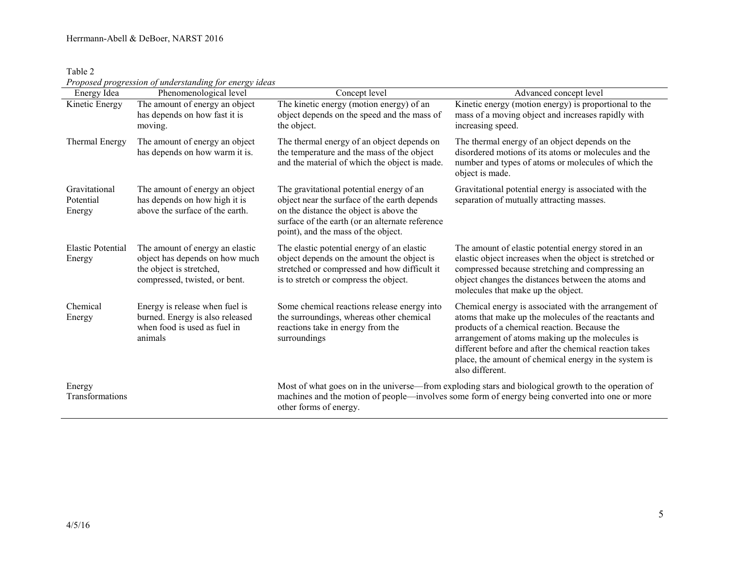Table 2

*Proposed progression of understanding for energy ideas*

| Energy Idea | Phenomenological level | Concept level | Advanced concept level |
| --- | --- | --- | --- |
| Kinetic Energy | The amount of energy an object has depends on how fast it is moving. | The kinetic energy (motion energy) of an object depends on the speed and the mass of the object. | Kinetic energy (motion energy) is proportional to the mass of a moving object and increases rapidly with increasing speed. |
| Thermal Energy | The amount of energy an object has depends on how warm it is. | The thermal energy of an object depends on the temperature and the mass of the object and the material of which the object is made. | The thermal energy of an object depends on the disordered motions of its atoms or molecules and the number and types of atoms or molecules of which the object is made. |
| Gravitational Potential Energy | The amount of energy an object has depends on how high it is above the surface of the earth. | The gravitational potential energy of an object near the surface of the earth depends on the distance the object is above the surface of the earth (or an alternate reference point), and the mass of the object. | Gravitational potential energy is associated with the separation of mutually attracting masses. |
| Elastic Potential Energy | The amount of energy an elastic object has depends on how much the object is stretched, compressed, twisted, or bent. | The elastic potential energy of an elastic object depends on the amount the object is stretched or compressed and how difficult it is to stretch or compress the object. | The amount of elastic potential energy stored in an elastic object increases when the object is stretched or compressed because stretching and compressing an object changes the distances between the atoms and molecules that make up the object. |
| Chemical Energy | Energy is release when fuel is burned. Energy is also released when food is used as fuel in animals | Some chemical reactions release energy into the surroundings, whereas other chemical reactions take in energy from the surroundings | Chemical energy is associated with the arrangement of atoms that make up the molecules of the reactants and products of a chemical reaction. Because the arrangement of atoms making up the molecules is different before and after the chemical reaction takes place, the amount of chemical energy in the system is also different. |
| Energy Transformations | | Most of what goes on in the universe—from exploding stars and biological growth to the operation of machines and the motion of people—involves some form of energy being converted into one or more other forms of energy. | |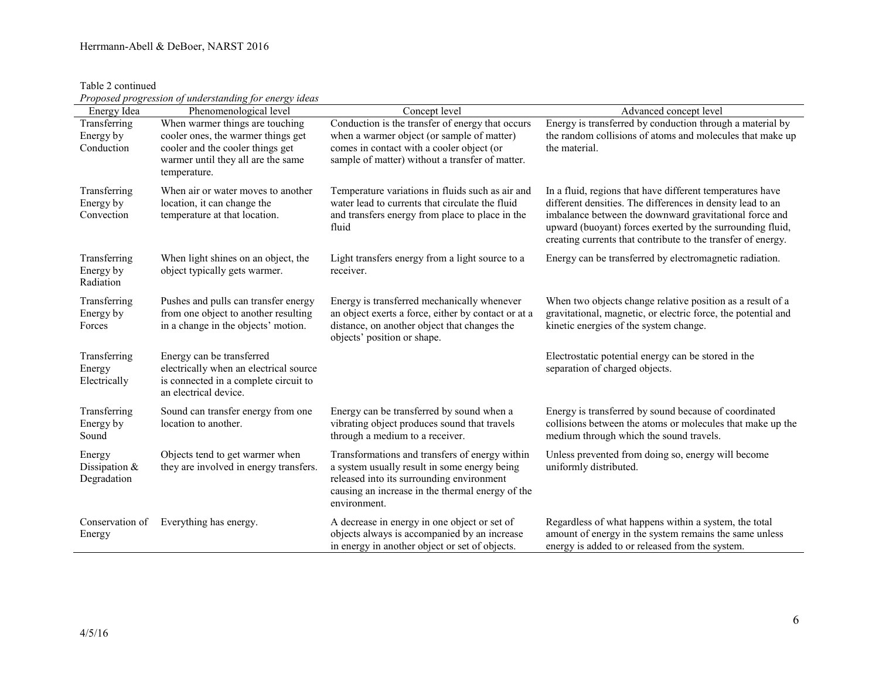Table 2 continued

*Proposed progression of understanding for energy ideas*

| Energy Idea | Phenomenological level | Concept level | Advanced concept level |
|---|---|---|---|
| Transferring Energy by Conduction | When warmer things are touching cooler ones, the warmer things get cooler and the cooler things get warmer until they all are the same temperature. | Conduction is the transfer of energy that occurs when a warmer object (or sample of matter) comes in contact with a cooler object (or sample of matter) without a transfer of matter. | Energy is transferred by conduction through a material by the random collisions of atoms and molecules that make up the material. |
| Transferring Energy by Convection | When air or water moves to another location, it can change the temperature at that location. | Temperature variations in fluids such as air and water lead to currents that circulate the fluid and transfers energy from place to place in the fluid | In a fluid, regions that have different temperatures have different densities. The differences in density lead to an imbalance between the downward gravitational force and upward (buoyant) forces exerted by the surrounding fluid, creating currents that contribute to the transfer of energy. |
| Transferring Energy by Radiation | When light shines on an object, the object typically gets warmer. | Light transfers energy from a light source to a receiver. | Energy can be transferred by electromagnetic radiation. |
| Transferring Energy by Forces | Pushes and pulls can transfer energy from one object to another resulting in a change in the objects' motion. | Energy is transferred mechanically whenever an object exerts a force, either by contact or at a distance, on another object that changes the objects' position or shape. | When two objects change relative position as a result of a gravitational, magnetic, or electric force, the potential and kinetic energies of the system change. |
| Transferring Energy Electrically | Energy can be transferred electrically when an electrical source is connected in a complete circuit to an electrical device. | | Electrostatic potential energy can be stored in the separation of charged objects. |
| Transferring Energy by Sound | Sound can transfer energy from one location to another. | Energy can be transferred by sound when a vibrating object produces sound that travels through a medium to a receiver. | Energy is transferred by sound because of coordinated collisions between the atoms or molecules that make up the medium through which the sound travels. |
| Energy Dissipation & Degradation | Objects tend to get warmer when they are involved in energy transfers. | Transformations and transfers of energy within a system usually result in some energy being released into its surrounding environment causing an increase in the thermal energy of the environment. | Unless prevented from doing so, energy will become uniformly distributed. |
| Conservation of Energy | Everything has energy. | A decrease in energy in one object or set of objects always is accompanied by an increase in energy in another object or set of objects. | Regardless of what happens within a system, the total amount of energy in the system remains the same unless energy is added to or released from the system. |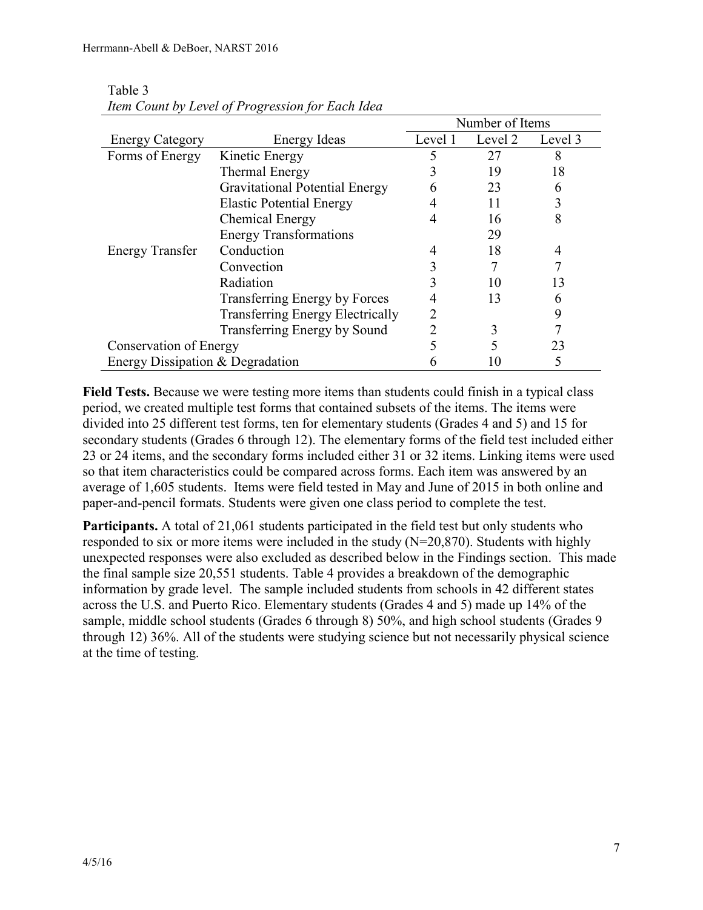Table 3

*Item Count by Level of Progression for Each Idea*

| Energy Category | Energy Ideas | Number of Items | | |
|---|---|---|---|---|
| | | Level 1 | Level 2 | Level 3 |
| Forms of Energy | Kinetic Energy | 5 | 27 | 8 |
| | Thermal Energy | 3 | 19 | 18 |
| | Gravitational Potential Energy | 6 | 23 | 6 |
| | Elastic Potential Energy | 4 | 11 | 3 |
| | Chemical Energy | 4 | 16 | 8 |
| | Energy Transformations | | 29 | |
| Energy Transfer | Conduction | 4 | 18 | 4 |
| | Convection | 3 | 7 | 7 |
| | Radiation | 3 | 10 | 13 |
| | Transferring Energy by Forces | 4 | 13 | 6 |
| | Transferring Energy Electrically | 2 | | 9 |
| | Transferring Energy by Sound | 2 | 3 | 7 |
| Conservation of Energy | | 5 | 5 | 23 |
| Energy Dissipation & Degradation | | 6 | 10 | 5 |

**Field Tests.** Because we were testing more items than students could finish in a typical class period, we created multiple test forms that contained subsets of the items. The items were divided into 25 different test forms, ten for elementary students (Grades 4 and 5) and 15 for secondary students (Grades 6 through 12). The elementary forms of the field test included either 23 or 24 items, and the secondary forms included either 31 or 32 items. Linking items were used so that item characteristics could be compared across forms. Each item was answered by an average of 1,605 students. Items were field tested in May and June of 2015 in both online and paper-and-pencil formats. Students were given one class period to complete the test.

**Participants.** A total of 21,061 students participated in the field test but only students who responded to six or more items were included in the study (N=20,870). Students with highly unexpected responses were also excluded as described below in the Findings section. This made the final sample size 20,551 students. Table 4 provides a breakdown of the demographic information by grade level. The sample included students from schools in 42 different states across the U.S. and Puerto Rico. Elementary students (Grades 4 and 5) made up 14% of the sample, middle school students (Grades 6 through 8) 50%, and high school students (Grades 9 through 12) 36%. All of the students were studying science but not necessarily physical science at the time of testing.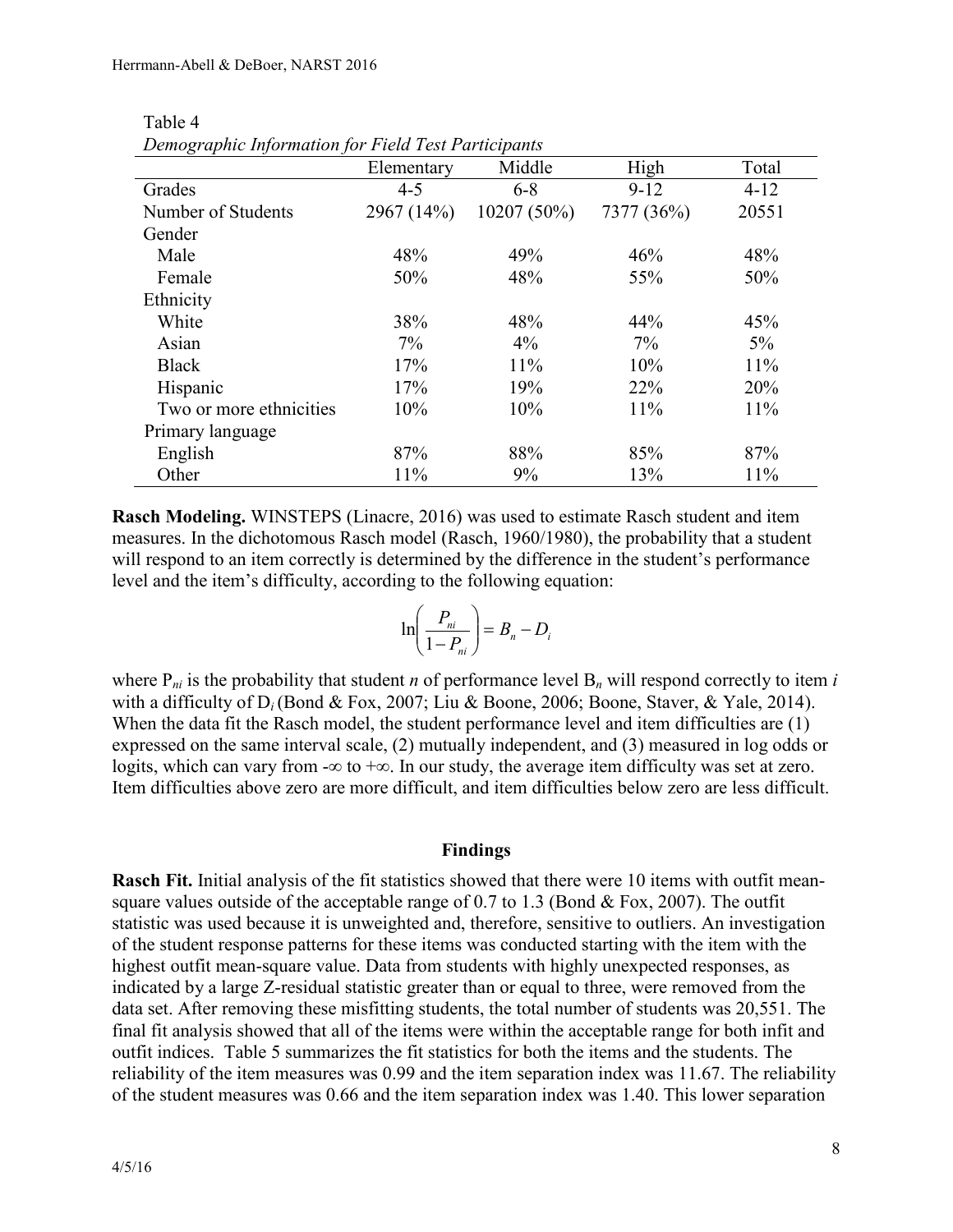Table 4

*Demographic Information for Field Test Participants*

| | Elementary | Middle | High | Total |
|---|---|---|---|---|
| Grades | 4-5 | 6-8 | 9-12 | 4-12 |
| Number of Students | 2967 (14%) | 10207 (50%) | 7377 (36%) | 20551 |
| Gender | | | | |
| Male | 48% | 49% | 46% | 48% |
| Female | 50% | 48% | 55% | 50% |
| Ethnicity | | | | |
| White | 38% | 48% | 44% | 45% |
| Asian | 7% | 4% | 7% | 5% |
| Black | 17% | 11% | 10% | 11% |
| Hispanic | 17% | 19% | 22% | 20% |
| Two or more ethnicities | 10% | 10% | 11% | 11% |
| Primary language | | | | |
| English | 87% | 88% | 85% | 87% |
| Other | 11% | 9% | 13% | 11% |

**Rasch Modeling.** WINSTEPS (Linacre, 2016) was used to estimate Rasch student and item measures. In the dichotomous Rasch model (Rasch, 1960/1980), the probability that a student will respond to an item correctly is determined by the difference in the student's performance level and the item's difficulty, according to the following equation:

$$\ln\left(\frac{P_{ni}}{1-P_{ni}}\right) = B_n - D_i$$

where $P_{ni}$ is the probability that student *n* of performance level $B_n$ will respond correctly to item *i* with a difficulty of $D_i$ (Bond & Fox, 2007; Liu & Boone, 2006; Boone, Staver, & Yale, 2014). When the data fit the Rasch model, the student performance level and item difficulties are (1) expressed on the same interval scale, (2) mutually independent, and (3) measured in log odds or logits, which can vary from $-\infty$ to $+\infty$. In our study, the average item difficulty was set at zero. Item difficulties above zero are more difficult, and item difficulties below zero are less difficult.

## Findings

**Rasch Fit.** Initial analysis of the fit statistics showed that there were 10 items with outfit mean-square values outside of the acceptable range of 0.7 to 1.3 (Bond & Fox, 2007). The outfit statistic was used because it is unweighted and, therefore, sensitive to outliers. An investigation of the student response patterns for these items was conducted starting with the item with the highest outfit mean-square value. Data from students with highly unexpected responses, as indicated by a large Z-residual statistic greater than or equal to three, were removed from the data set. After removing these misfitting students, the total number of students was 20,551. The final fit analysis showed that all of the items were within the acceptable range for both infit and outfit indices. Table 5 summarizes the fit statistics for both the items and the students. The reliability of the item measures was 0.99 and the item separation index was 11.67. The reliability of the student measures was 0.66 and the item separation index was 1.40. This lower separation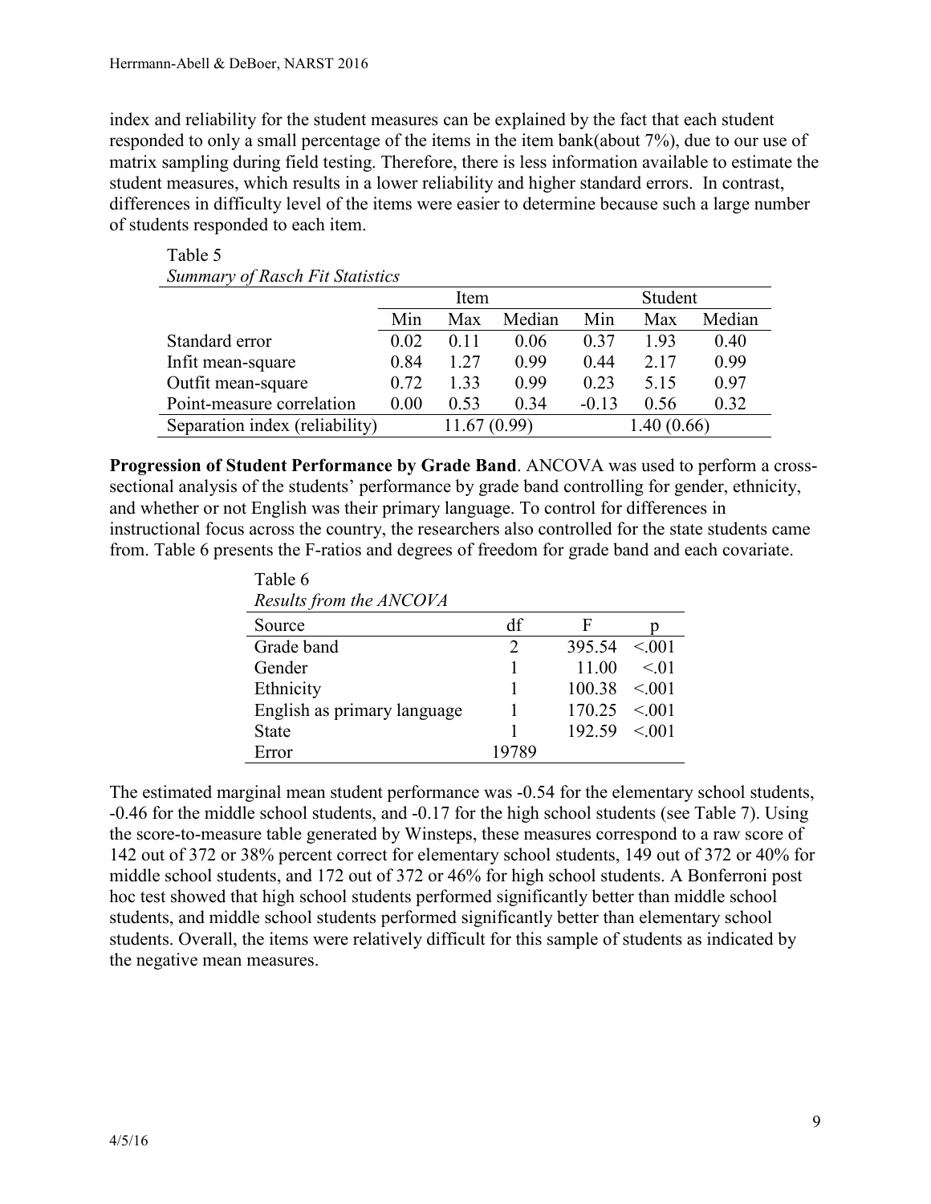index and reliability for the student measures can be explained by the fact that each student responded to only a small percentage of the items in the item bank(about 7%), due to our use of matrix sampling during field testing. Therefore, there is less information available to estimate the student measures, which results in a lower reliability and higher standard errors. In contrast, differences in difficulty level of the items were easier to determine because such a large number of students responded to each item.

Table 5
*Summary of Rasch Fit Statistics*

| | Item | | | Student | | |
|---|---|---|---|---|---|---|
| | Min | Max | Median | Min | Max | Median |
| Standard error | 0.02 | 0.11 | 0.06 | 0.37 | 1.93 | 0.40 |
| Infit mean-square | 0.84 | 1.27 | 0.99 | 0.44 | 2.17 | 0.99 |
| Outfit mean-square | 0.72 | 1.33 | 0.99 | 0.23 | 5.15 | 0.97 |
| Point-measure correlation | 0.00 | 0.53 | 0.34 | -0.13 | 0.56 | 0.32 |
| Separation index (reliability) | 11.67 (0.99) | | | 1.40 (0.66) | | |

**Progression of Student Performance by Grade Band**. ANCOVA was used to perform a cross-sectional analysis of the students' performance by grade band controlling for gender, ethnicity, and whether or not English was their primary language. To control for differences in instructional focus across the country, the researchers also controlled for the state students came from. Table 6 presents the F-ratios and degrees of freedom for grade band and each covariate.

Table 6
*Results from the ANCOVA*

| Source | df | F | p |
|---|---|---|---|
| Grade band | 2 | 395.54 | <.001 |
| Gender | 1 | 11.00 | <.01 |
| Ethnicity | 1 | 100.38 | <.001 |
| English as primary language | 1 | 170.25 | <.001 |
| State | 1 | 192.59 | <.001 |
| Error | 19789 | | |

The estimated marginal mean student performance was -0.54 for the elementary school students, -0.46 for the middle school students, and -0.17 for the high school students (see Table 7). Using the score-to-measure table generated by Winsteps, these measures correspond to a raw score of 142 out of 372 or 38% percent correct for elementary school students, 149 out of 372 or 40% for middle school students, and 172 out of 372 or 46% for high school students. A Bonferroni post hoc test showed that high school students performed significantly better than middle school students, and middle school students performed significantly better than elementary school students. Overall, the items were relatively difficult for this sample of students as indicated by the negative mean measures.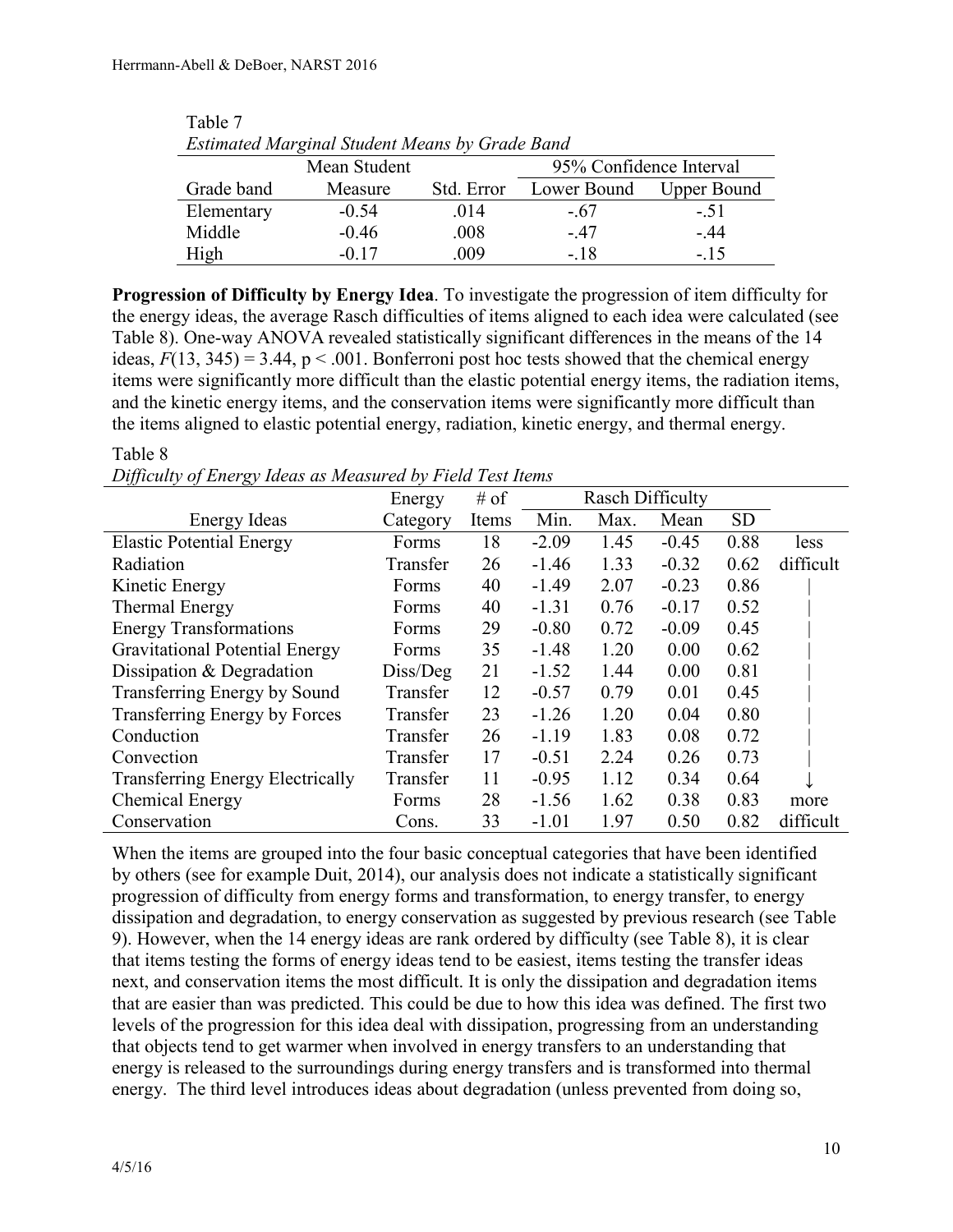Table 7

*Estimated Marginal Student Means by Grade Band*

| Grade band | Mean Student Measure | Std. Error | 95% Confidence Interval | |
|---|---|---|---|---|
| | | | Lower Bound | Upper Bound |
| Elementary | -0.54 | .014 | -.67 | -.51 |
| Middle | -0.46 | .008 | -.47 | -.44 |
| High | -0.17 | .009 | -.18 | -.15 |

**Progression of Difficulty by Energy Idea**. To investigate the progression of item difficulty for the energy ideas, the average Rasch difficulties of items aligned to each idea were calculated (see Table 8). One-way ANOVA revealed statistically significant differences in the means of the 14 ideas, $F(13, 345) = 3.44$, $p < .001$. Bonferroni post hoc tests showed that the chemical energy items were significantly more difficult than the elastic potential energy items, the radiation items, and the kinetic energy items, and the conservation items were significantly more difficult than the items aligned to elastic potential energy, radiation, kinetic energy, and thermal energy.

Table 8

*Difficulty of Energy Ideas as Measured by Field Test Items*

| Energy Ideas | Energy Category | # of Items | Rasch Difficulty | | | | |
|---|---|---|---|---|---|---|---|
| | | | Min. | Max. | Mean | SD | |
| Elastic Potential Energy | Forms | 18 | -2.09 | 1.45 | -0.45 | 0.88 | less |
| Radiation | Transfer | 26 | -1.46 | 1.33 | -0.32 | 0.62 | difficult |
| Kinetic Energy | Forms | 40 | -1.49 | 2.07 | -0.23 | 0.86 | \| |
| Thermal Energy | Forms | 40 | -1.31 | 0.76 | -0.17 | 0.52 | \| |
| Energy Transformations | Forms | 29 | -0.80 | 0.72 | -0.09 | 0.45 | \| |
| Gravitational Potential Energy | Forms | 35 | -1.48 | 1.20 | 0.00 | 0.62 | \| |
| Dissipation & Degradation | Diss/Deg | 21 | -1.52 | 1.44 | 0.00 | 0.81 | \| |
| Transferring Energy by Sound | Transfer | 12 | -0.57 | 0.79 | 0.01 | 0.45 | \| |
| Transferring Energy by Forces | Transfer | 23 | -1.26 | 1.20 | 0.04 | 0.80 | \| |
| Conduction | Transfer | 26 | -1.19 | 1.83 | 0.08 | 0.72 | \| |
| Convection | Transfer | 17 | -0.51 | 2.24 | 0.26 | 0.73 | \| |
| Transferring Energy Electrically | Transfer | 11 | -0.95 | 1.12 | 0.34 | 0.64 | ↓ |
| Chemical Energy | Forms | 28 | -1.56 | 1.62 | 0.38 | 0.83 | more |
| Conservation | Cons. | 33 | -1.01 | 1.97 | 0.50 | 0.82 | difficult |

When the items are grouped into the four basic conceptual categories that have been identified by others (see for example Duit, 2014), our analysis does not indicate a statistically significant progression of difficulty from energy forms and transformation, to energy transfer, to energy dissipation and degradation, to energy conservation as suggested by previous research (see Table 9). However, when the 14 energy ideas are rank ordered by difficulty (see Table 8), it is clear that items testing the forms of energy ideas tend to be easiest, items testing the transfer ideas next, and conservation items the most difficult. It is only the dissipation and degradation items that are easier than was predicted. This could be due to how this idea was defined. The first two levels of the progression for this idea deal with dissipation, progressing from an understanding that objects tend to get warmer when involved in energy transfers to an understanding that energy is released to the surroundings during energy transfers and is transformed into thermal energy. The third level introduces ideas about degradation (unless prevented from doing so,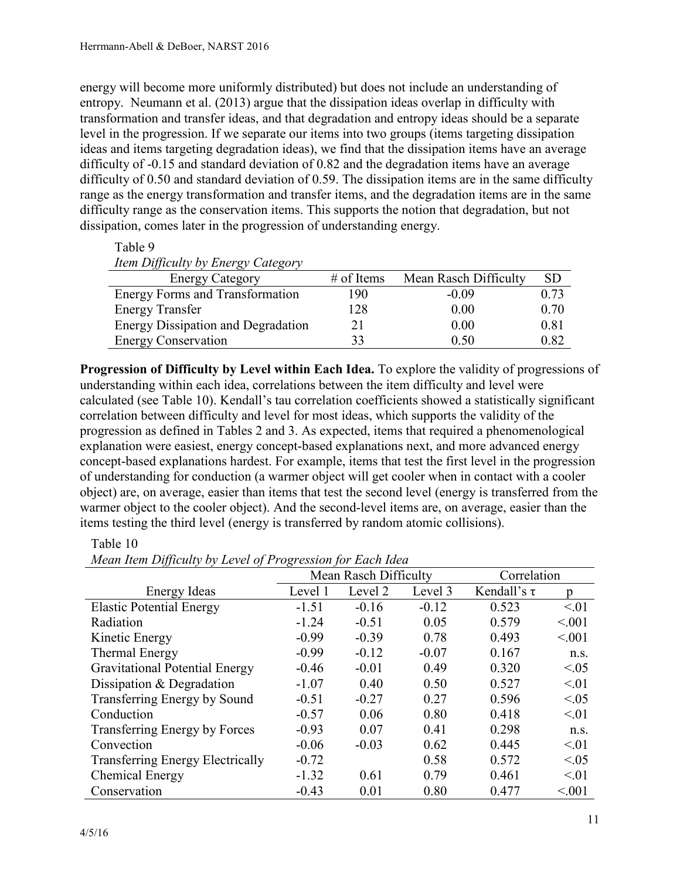energy will become more uniformly distributed) but does not include an understanding of entropy. Neumann et al. (2013) argue that the dissipation ideas overlap in difficulty with transformation and transfer ideas, and that degradation and entropy ideas should be a separate level in the progression. If we separate our items into two groups (items targeting dissipation ideas and items targeting degradation ideas), we find that the dissipation items have an average difficulty of -0.15 and standard deviation of 0.82 and the degradation items have an average difficulty of 0.50 and standard deviation of 0.59. The dissipation items are in the same difficulty range as the energy transformation and transfer items, and the degradation items are in the same difficulty range as the conservation items. This supports the notion that degradation, but not dissipation, comes later in the progression of understanding energy.

Table 9

*Item Difficulty by Energy Category*

| Energy Category | # of Items | Mean Rasch Difficulty | SD |
|---|---|---|---|
| Energy Forms and Transformation | 190 | -0.09 | 0.73 |
| Energy Transfer | 128 | 0.00 | 0.70 |
| Energy Dissipation and Degradation | 21 | 0.00 | 0.81 |
| Energy Conservation | 33 | 0.50 | 0.82 |

**Progression of Difficulty by Level within Each Idea.** To explore the validity of progressions of understanding within each idea, correlations between the item difficulty and level were calculated (see Table 10). Kendall's tau correlation coefficients showed a statistically significant correlation between difficulty and level for most ideas, which supports the validity of the progression as defined in Tables 2 and 3. As expected, items that required a phenomenological explanation were easiest, energy concept-based explanations next, and more advanced energy concept-based explanations hardest. For example, items that test the first level in the progression of understanding for conduction (a warmer object will get cooler when in contact with a cooler object) are, on average, easier than items that test the second level (energy is transferred from the warmer object to the cooler object). And the second-level items are, on average, easier than the items testing the third level (energy is transferred by random atomic collisions).

Table 10

*Mean Item Difficulty by Level of Progression for Each Idea*

| | Mean Rasch Difficulty | | | Correlation | |
|---|---|---|---|---|---|
| Energy Ideas | Level 1 | Level 2 | Level 3 | Kendall's τ | p |
| Elastic Potential Energy | -1.51 | -0.16 | -0.12 | 0.523 | <.01 |
| Radiation | -1.24 | -0.51 | 0.05 | 0.579 | <.001 |
| Kinetic Energy | -0.99 | -0.39 | 0.78 | 0.493 | <.001 |
| Thermal Energy | -0.99 | -0.12 | -0.07 | 0.167 | n.s. |
| Gravitational Potential Energy | -0.46 | -0.01 | 0.49 | 0.320 | <.05 |
| Dissipation & Degradation | -1.07 | 0.40 | 0.50 | 0.527 | <.01 |
| Transferring Energy by Sound | -0.51 | -0.27 | 0.27 | 0.596 | <.05 |
| Conduction | -0.57 | 0.06 | 0.80 | 0.418 | <.01 |
| Transferring Energy by Forces | -0.93 | 0.07 | 0.41 | 0.298 | n.s. |
| Convection | -0.06 | -0.03 | 0.62 | 0.445 | <.01 |
| Transferring Energy Electrically | -0.72 | | 0.58 | 0.572 | <.05 |
| Chemical Energy | -1.32 | 0.61 | 0.79 | 0.461 | <.01 |
| Conservation | -0.43 | 0.01 | 0.80 | 0.477 | <.001 |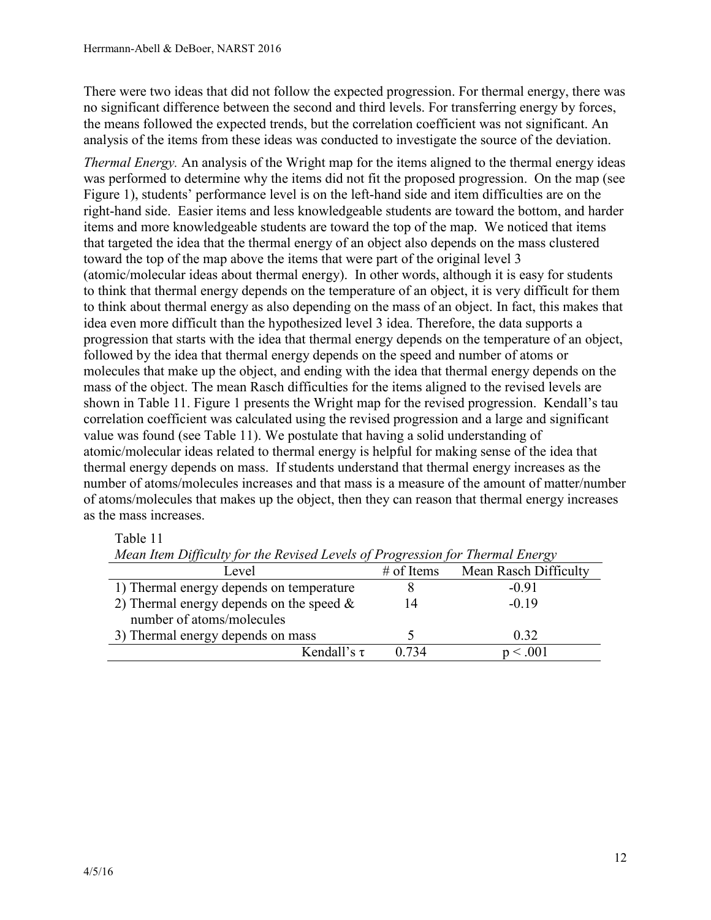There were two ideas that did not follow the expected progression. For thermal energy, there was no significant difference between the second and third levels. For transferring energy by forces, the means followed the expected trends, but the correlation coefficient was not significant. An analysis of the items from these ideas was conducted to investigate the source of the deviation.

*Thermal Energy.* An analysis of the Wright map for the items aligned to the thermal energy ideas was performed to determine why the items did not fit the proposed progression. On the map (see Figure 1), students' performance level is on the left-hand side and item difficulties are on the right-hand side. Easier items and less knowledgeable students are toward the bottom, and harder items and more knowledgeable students are toward the top of the map. We noticed that items that targeted the idea that the thermal energy of an object also depends on the mass clustered toward the top of the map above the items that were part of the original level 3 (atomic/molecular ideas about thermal energy). In other words, although it is easy for students to think that thermal energy depends on the temperature of an object, it is very difficult for them to think about thermal energy as also depending on the mass of an object. In fact, this makes that idea even more difficult than the hypothesized level 3 idea. Therefore, the data supports a progression that starts with the idea that thermal energy depends on the temperature of an object, followed by the idea that thermal energy depends on the speed and number of atoms or molecules that make up the object, and ending with the idea that thermal energy depends on the mass of the object. The mean Rasch difficulties for the items aligned to the revised levels are shown in Table 11. Figure 1 presents the Wright map for the revised progression. Kendall's tau correlation coefficient was calculated using the revised progression and a large and significant value was found (see Table 11). We postulate that having a solid understanding of atomic/molecular ideas related to thermal energy is helpful for making sense of the idea that thermal energy depends on mass. If students understand that thermal energy increases as the number of atoms/molecules increases and that mass is a measure of the amount of matter/number of atoms/molecules that makes up the object, then they can reason that thermal energy increases as the mass increases.

Table 11

*Mean Item Difficulty for the Revised Levels of Progression for Thermal Energy*

| Level | # of Items | Mean Rasch Difficulty |
|---|---|---|
| 1) Thermal energy depends on temperature | 8 | -0.91 |
| 2) Thermal energy depends on the speed & number of atoms/molecules | 14 | -0.19 |
| 3) Thermal energy depends on mass | 5 | 0.32 |
| Kendall's $\tau$ | 0.734 | $p < .001$ |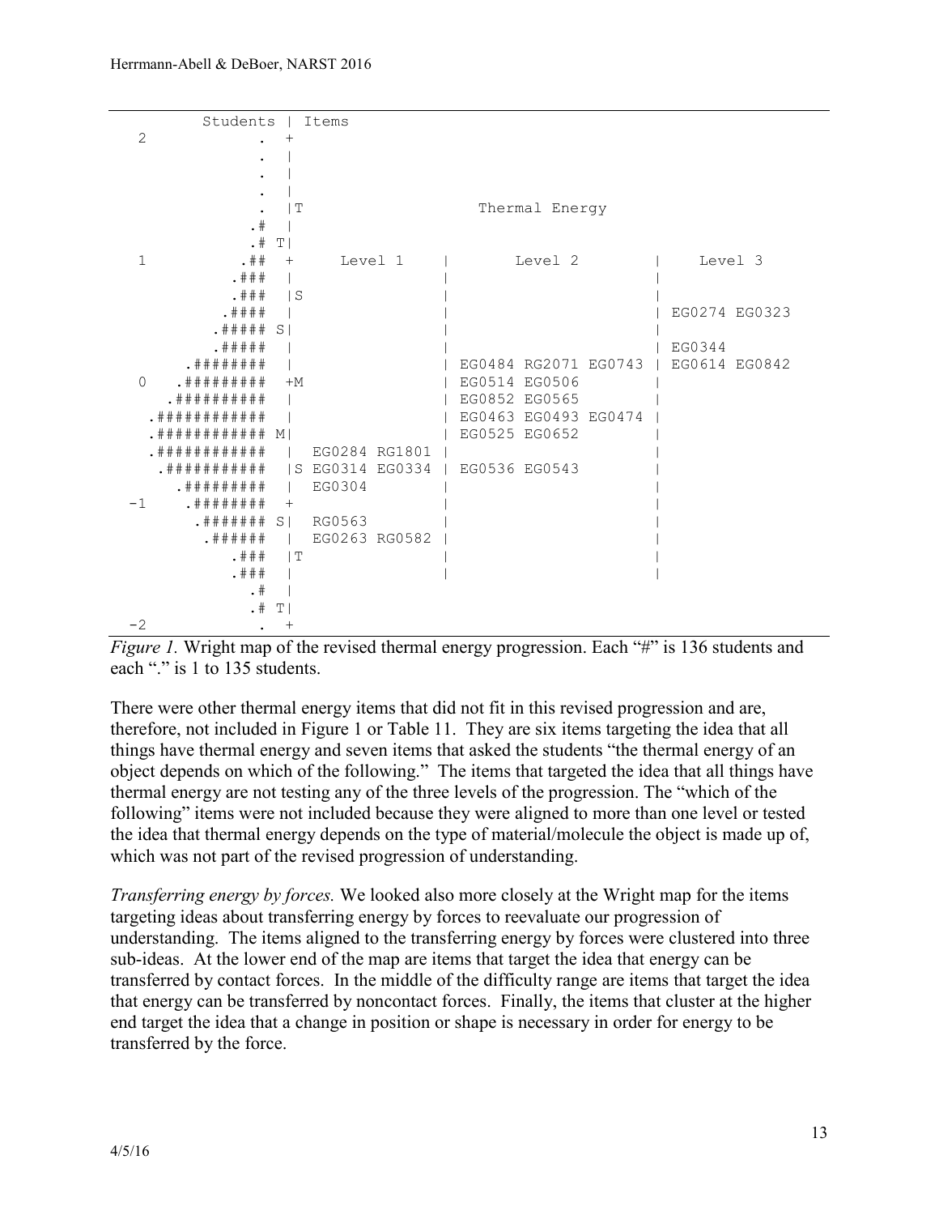```
          Students | Items
  2            .  +
               .  |
               .  |
               .  |
               .  |T                    Thermal Energy
              .#  |
              .# T|
  1          .##  +      Level 1     |        Level 2         |     Level 3
            .###  |                  |                        |
            .###  |S                 |                        |
           .####  |                  |                        | EG0274 EG0323
          .##### S|                  |                        |
          .#####  |                  |                        | EG0344
       .########  |                  | EG0484 RG2071 EG0743   | EG0614 EG0842
  0   .#########  +M                 | EG0514 EG0506          |
     .##########  |                  | EG0852 EG0565          |
   .############  |                  | EG0463 EG0493 EG0474   |
   .############ M|                  | EG0525 EG0652          |
   .############  |  EG0284 RG1801   |                        |
    .###########  |S EG0314 EG0334   | EG0536 EG0543          |
      .#########  |  EG0304          |                        |
 -1    .########  +                  |                        |
        .####### S|  RG0563          |                        |
         .######  |  EG0263 RG0582   |                        |
            .###  |T                 |                        |
            .###  |                  |                        |
              .#  |
              .# T|
 -2            .  +
```

*Figure 1.* Wright map of the revised thermal energy progression. Each "#" is 136 students and each "." is 1 to 135 students.

There were other thermal energy items that did not fit in this revised progression and are, therefore, not included in Figure 1 or Table 11. They are six items targeting the idea that all things have thermal energy and seven items that asked the students "the thermal energy of an object depends on which of the following." The items that targeted the idea that all things have thermal energy are not testing any of the three levels of the progression. The "which of the following" items were not included because they were aligned to more than one level or tested the idea that thermal energy depends on the type of material/molecule the object is made up of, which was not part of the revised progression of understanding.

*Transferring energy by forces.* We looked also more closely at the Wright map for the items targeting ideas about transferring energy by forces to reevaluate our progression of understanding. The items aligned to the transferring energy by forces were clustered into three sub-ideas. At the lower end of the map are items that target the idea that energy can be transferred by contact forces. In the middle of the difficulty range are items that target the idea that energy can be transferred by noncontact forces. Finally, the items that cluster at the higher end target the idea that a change in position or shape is necessary in order for energy to be transferred by the force.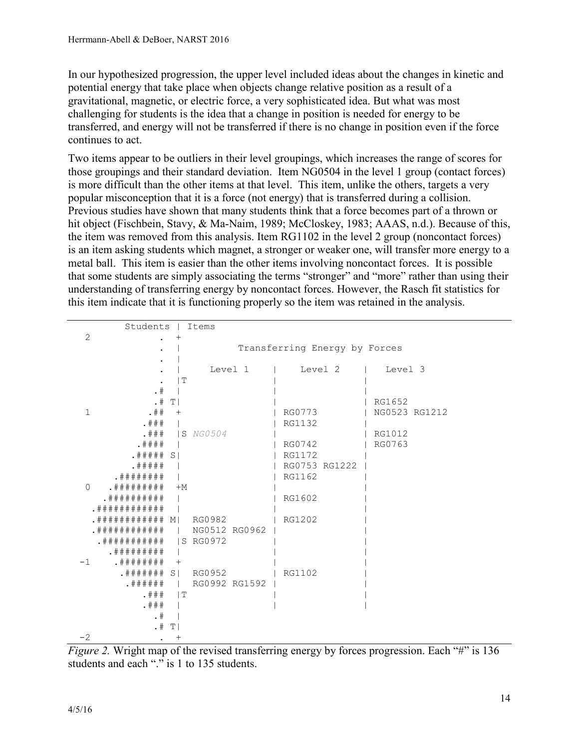In our hypothesized progression, the upper level included ideas about the changes in kinetic and potential energy that take place when objects change relative position as a result of a gravitational, magnetic, or electric force, a very sophisticated idea. But what was most challenging for students is the idea that a change in position is needed for energy to be transferred, and energy will not be transferred if there is no change in position even if the force continues to act.

Two items appear to be outliers in their level groupings, which increases the range of scores for those groupings and their standard deviation. Item NG0504 in the level 1 group (contact forces) is more difficult than the other items at that level. This item, unlike the others, targets a very popular misconception that it is a force (not energy) that is transferred during a collision. Previous studies have shown that many students think that a force becomes part of a thrown or hit object (Fischbein, Stavy, & Ma-Naim, 1989; McCloskey, 1983; AAAS, n.d.). Because of this, the item was removed from this analysis. Item RG1102 in the level 2 group (noncontact forces) is an item asking students which magnet, a stronger or weaker one, will transfer more energy to a metal ball. This item is easier than the other items involving noncontact forces. It is possible that some students are simply associating the terms "stronger" and "more" rather than using their understanding of transferring energy by noncontact forces. However, the Rasch fit statistics for this item indicate that it is functioning properly so the item was retained in the analysis.

```
         Students | Items
  2            .  +
               .  |         Transferring Energy by Forces
               .  |
               .  |     Level 1     |    Level 2     |   Level 3
               .  |T                |                |
              .#  |                 |                |
              .# T|                 |                | RG1652
  1          .##  +                 | RG0773         | NG0523 RG1212
            .###  |                 | RG1132         |
            .###  |S NG0504         |                | RG1012
           .####  |                 | RG0742         | RG0763
          .##### S|                 | RG1172         |
           .#####  |                | RG0753 RG1222  |
       .########  |                 | RG1162         |
  0   .#########  +M                |                |
     .##########  |                 | RG1602         |
   .############  |                 |                |
   .############ M|  RG0982         | RG1202         |
   .############  |  NG0512 RG0962  |                |
    .###########  |S RG0972         |                |
      .#########  |                 |                |
 -1    .########  +                 |                |
        .####### S|  RG0952         | RG1102         |
         .######  |  RG0992 RG1592  |                |
            .###  |T                |                |
            .###  |                 |                |
              .#  |
              .# T|
 -2            .  +
```

*Figure 2.* Wright map of the revised transferring energy by forces progression. Each "#" is 136 students and each "." is 1 to 135 students.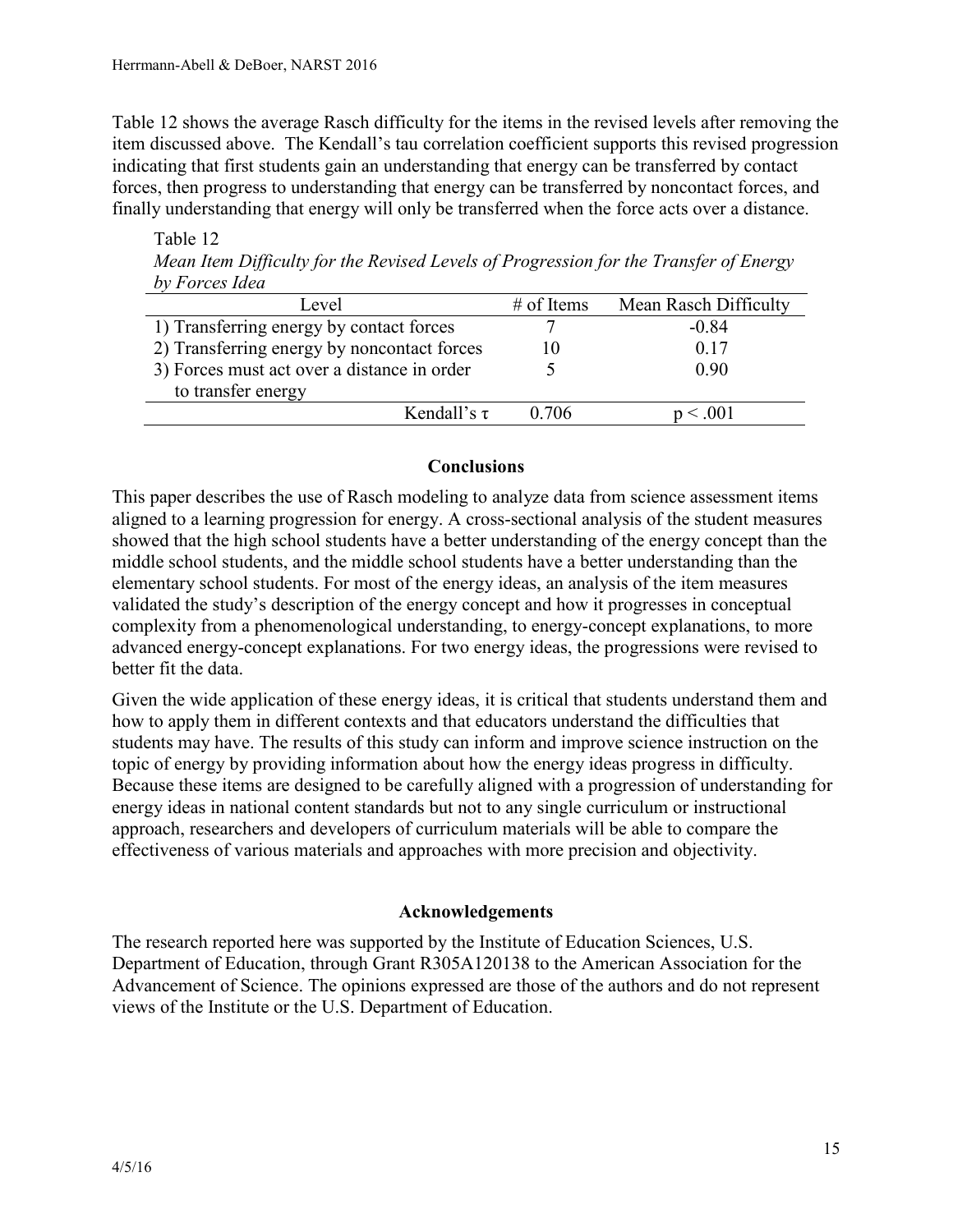Table 12 shows the average Rasch difficulty for the items in the revised levels after removing the item discussed above. The Kendall's tau correlation coefficient supports this revised progression indicating that first students gain an understanding that energy can be transferred by contact forces, then progress to understanding that energy can be transferred by noncontact forces, and finally understanding that energy will only be transferred when the force acts over a distance.

Table 12
*Mean Item Difficulty for the Revised Levels of Progression for the Transfer of Energy by Forces Idea*

| Level | # of Items | Mean Rasch Difficulty |
|---|---|---|
| 1) Transferring energy by contact forces | 7 | -0.84 |
| 2) Transferring energy by noncontact forces | 10 | 0.17 |
| 3) Forces must act over a distance in order to transfer energy | 5 | 0.90 |
| Kendall's $\tau$ | 0.706 | $p < .001$ |

## Conclusions

This paper describes the use of Rasch modeling to analyze data from science assessment items aligned to a learning progression for energy. A cross-sectional analysis of the student measures showed that the high school students have a better understanding of the energy concept than the middle school students, and the middle school students have a better understanding than the elementary school students. For most of the energy ideas, an analysis of the item measures validated the study's description of the energy concept and how it progresses in conceptual complexity from a phenomenological understanding, to energy-concept explanations, to more advanced energy-concept explanations. For two energy ideas, the progressions were revised to better fit the data.

Given the wide application of these energy ideas, it is critical that students understand them and how to apply them in different contexts and that educators understand the difficulties that students may have. The results of this study can inform and improve science instruction on the topic of energy by providing information about how the energy ideas progress in difficulty. Because these items are designed to be carefully aligned with a progression of understanding for energy ideas in national content standards but not to any single curriculum or instructional approach, researchers and developers of curriculum materials will be able to compare the effectiveness of various materials and approaches with more precision and objectivity.

## Acknowledgements

The research reported here was supported by the Institute of Education Sciences, U.S. Department of Education, through Grant R305A120138 to the American Association for the Advancement of Science. The opinions expressed are those of the authors and do not represent views of the Institute or the U.S. Department of Education.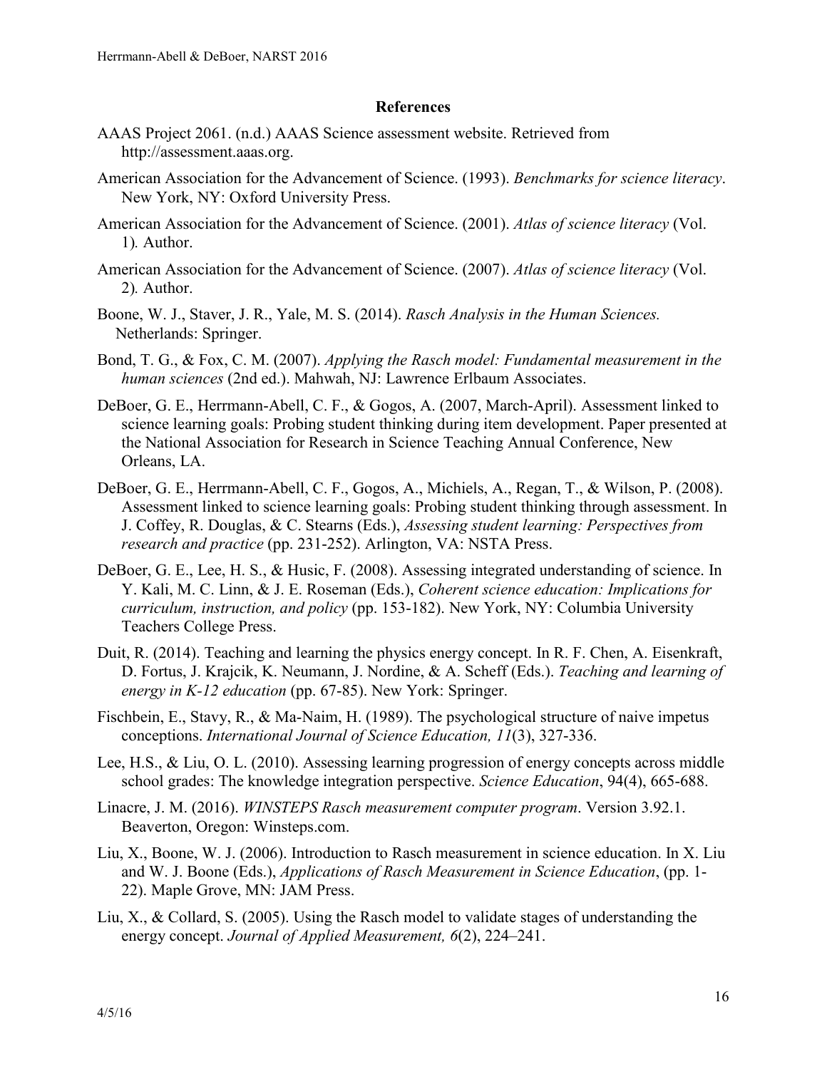## References

AAAS Project 2061. (n.d.) AAAS Science assessment website. Retrieved from http://assessment.aaas.org.

American Association for the Advancement of Science. (1993). *Benchmarks for science literacy*. New York, NY: Oxford University Press.

American Association for the Advancement of Science. (2001). *Atlas of science literacy* (Vol. 1)*.* Author.

American Association for the Advancement of Science. (2007). *Atlas of science literacy* (Vol. 2)*.* Author.

Boone, W. J., Staver, J. R., Yale, M. S. (2014). *Rasch Analysis in the Human Sciences.* Netherlands: Springer.

Bond, T. G., & Fox, C. M. (2007). *Applying the Rasch model: Fundamental measurement in the human sciences* (2nd ed.). Mahwah, NJ: Lawrence Erlbaum Associates.

DeBoer, G. E., Herrmann-Abell, C. F., & Gogos, A. (2007, March-April). Assessment linked to science learning goals: Probing student thinking during item development. Paper presented at the National Association for Research in Science Teaching Annual Conference, New Orleans, LA.

DeBoer, G. E., Herrmann-Abell, C. F., Gogos, A., Michiels, A., Regan, T., & Wilson, P. (2008). Assessment linked to science learning goals: Probing student thinking through assessment. In J. Coffey, R. Douglas, & C. Stearns (Eds.), *Assessing student learning: Perspectives from research and practice* (pp. 231-252). Arlington, VA: NSTA Press.

DeBoer, G. E., Lee, H. S., & Husic, F. (2008). Assessing integrated understanding of science. In Y. Kali, M. C. Linn, & J. E. Roseman (Eds.), *Coherent science education: Implications for curriculum, instruction, and policy* (pp. 153-182). New York, NY: Columbia University Teachers College Press.

Duit, R. (2014). Teaching and learning the physics energy concept. In R. F. Chen, A. Eisenkraft, D. Fortus, J. Krajcik, K. Neumann, J. Nordine, & A. Scheff (Eds.). *Teaching and learning of energy in K-12 education* (pp. 67-85). New York: Springer.

Fischbein, E., Stavy, R., & Ma-Naim, H. (1989). The psychological structure of naive impetus conceptions. *International Journal of Science Education, 11*(3), 327-336.

Lee, H.S., & Liu, O. L. (2010). Assessing learning progression of energy concepts across middle school grades: The knowledge integration perspective. *Science Education*, 94(4), 665-688.

Linacre, J. M. (2016). *WINSTEPS Rasch measurement computer program*. Version 3.92.1. Beaverton, Oregon: Winsteps.com.

Liu, X., Boone, W. J. (2006). Introduction to Rasch measurement in science education. In X. Liu and W. J. Boone (Eds.), *Applications of Rasch Measurement in Science Education*, (pp. 1-22). Maple Grove, MN: JAM Press.

Liu, X., & Collard, S. (2005). Using the Rasch model to validate stages of understanding the energy concept. *Journal of Applied Measurement, 6*(2), 224–241.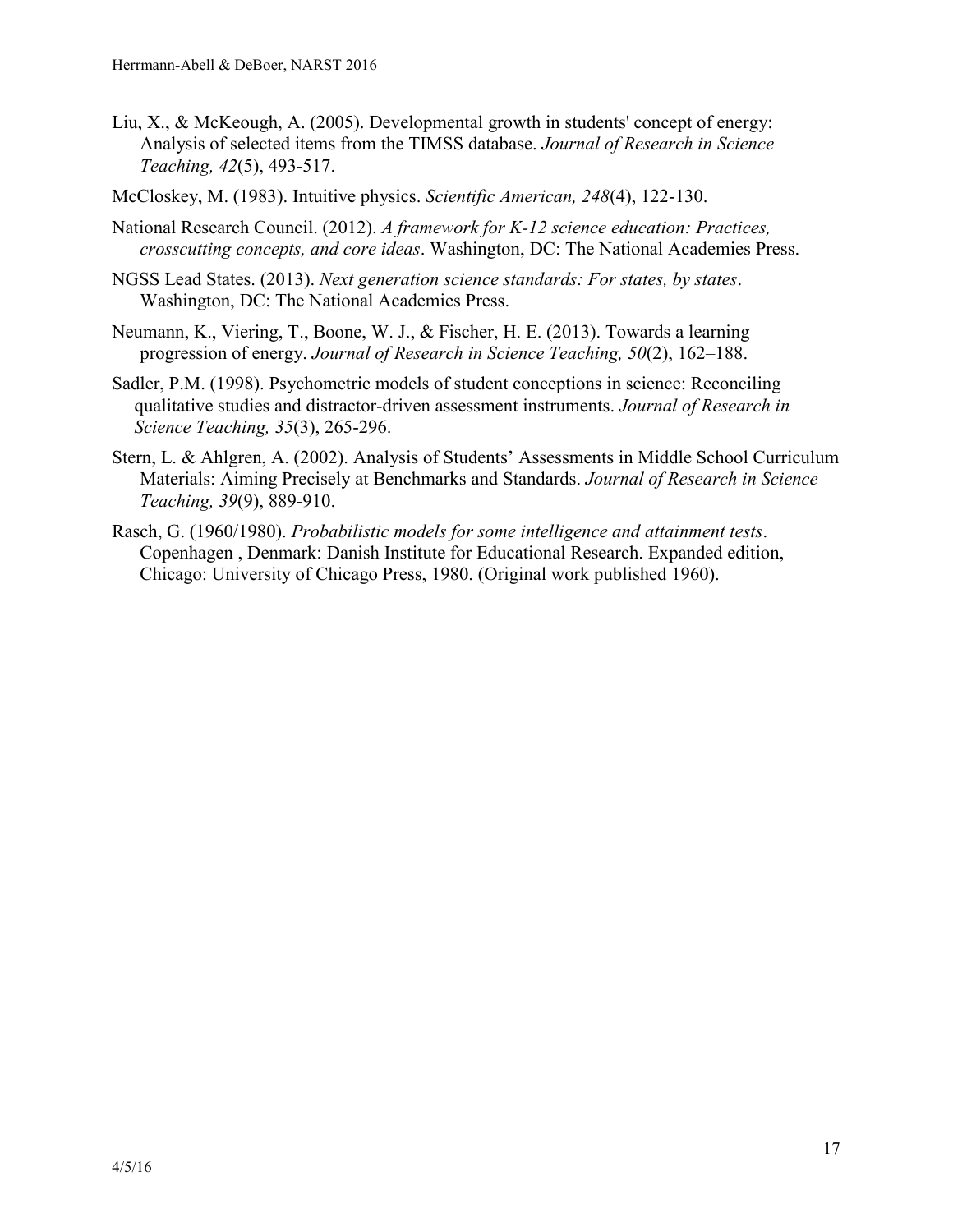Liu, X., & McKeough, A. (2005). Developmental growth in students' concept of energy: Analysis of selected items from the TIMSS database. *Journal of Research in Science Teaching, 42*(5), 493-517.

McCloskey, M. (1983). Intuitive physics. *Scientific American, 248*(4), 122-130.

National Research Council. (2012). *A framework for K-12 science education: Practices, crosscutting concepts, and core ideas*. Washington, DC: The National Academies Press.

NGSS Lead States. (2013). *Next generation science standards: For states, by states*. Washington, DC: The National Academies Press.

Neumann, K., Viering, T., Boone, W. J., & Fischer, H. E. (2013). Towards a learning progression of energy. *Journal of Research in Science Teaching, 50*(2), 162–188.

Sadler, P.M. (1998). Psychometric models of student conceptions in science: Reconciling qualitative studies and distractor-driven assessment instruments. *Journal of Research in Science Teaching, 35*(3), 265-296.

Stern, L. & Ahlgren, A. (2002). Analysis of Students' Assessments in Middle School Curriculum Materials: Aiming Precisely at Benchmarks and Standards. *Journal of Research in Science Teaching, 39*(9), 889-910.

Rasch, G. (1960/1980). *Probabilistic models for some intelligence and attainment tests*. Copenhagen , Denmark: Danish Institute for Educational Research. Expanded edition, Chicago: University of Chicago Press, 1980. (Original work published 1960).